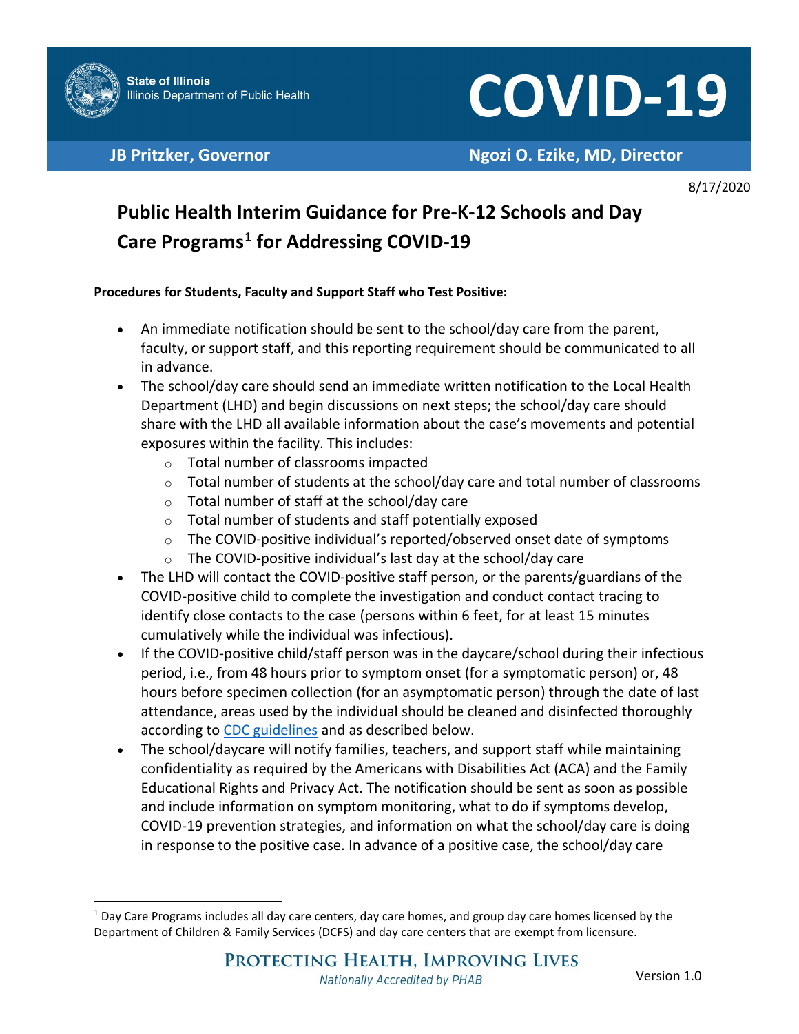State of Illinois
Illinois Department of Public Health

# COVID-19

**JB Pritzker, Governor** | **Ngozi O. Ezike, MD, Director**

8/17/2020

## Public Health Interim Guidance for Pre-K-12 Schools and Day Care Programs[1] for Addressing COVID-19

**Procedures for Students, Faculty and Support Staff who Test Positive:**

- An immediate notification should be sent to the school/day care from the parent, faculty, or support staff, and this reporting requirement should be communicated to all in advance.
- The school/day care should send an immediate written notification to the Local Health Department (LHD) and begin discussions on next steps; the school/day care should share with the LHD all available information about the case's movements and potential exposures within the facility. This includes:
  - Total number of classrooms impacted
  - Total number of students at the school/day care and total number of classrooms
  - Total number of staff at the school/day care
  - Total number of students and staff potentially exposed
  - The COVID-positive individual's reported/observed onset date of symptoms
  - The COVID-positive individual's last day at the school/day care
- The LHD will contact the COVID-positive staff person, or the parents/guardians of the COVID-positive child to complete the investigation and conduct contact tracing to identify close contacts to the case (persons within 6 feet, for at least 15 minutes cumulatively while the individual was infectious).
- If the COVID-positive child/staff person was in the daycare/school during their infectious period, i.e., from 48 hours prior to symptom onset (for a symptomatic person) or, 48 hours before specimen collection (for an asymptomatic person) through the date of last attendance, areas used by the individual should be cleaned and disinfected thoroughly according to CDC guidelines and as described below.
- The school/daycare will notify families, teachers, and support staff while maintaining confidentiality as required by the Americans with Disabilities Act (ACA) and the Family Educational Rights and Privacy Act. The notification should be sent as soon as possible and include information on symptom monitoring, what to do if symptoms develop, COVID-19 prevention strategies, and information on what the school/day care is doing in response to the positive case. In advance of a positive case, the school/day care

[1] Day Care Programs includes all day care centers, day care homes, and group day care homes licensed by the Department of Children & Family Services (DCFS) and day care centers that are exempt from licensure.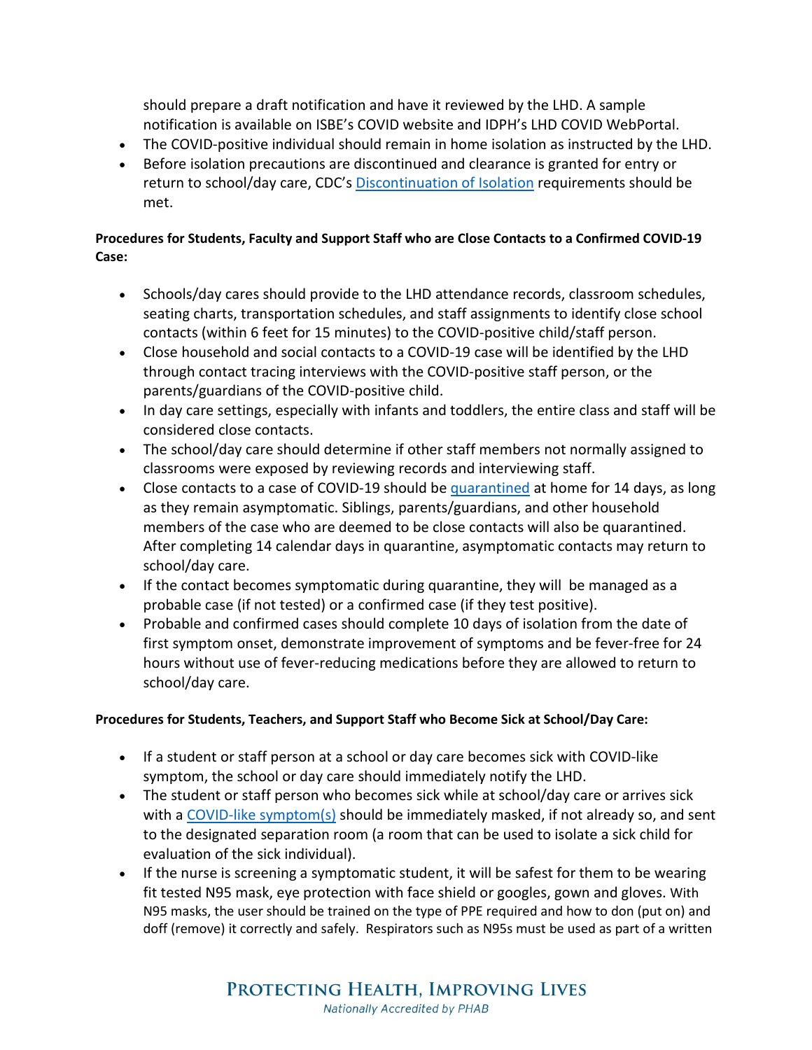should prepare a draft notification and have it reviewed by the LHD. A sample notification is available on ISBE's COVID website and IDPH's LHD COVID WebPortal.

- The COVID-positive individual should remain in home isolation as instructed by the LHD.
- Before isolation precautions are discontinued and clearance is granted for entry or return to school/day care, CDC's Discontinuation of Isolation requirements should be met.

**Procedures for Students, Faculty and Support Staff who are Close Contacts to a Confirmed COVID-19 Case:**

- Schools/day cares should provide to the LHD attendance records, classroom schedules, seating charts, transportation schedules, and staff assignments to identify close school contacts (within 6 feet for 15 minutes) to the COVID-positive child/staff person.
- Close household and social contacts to a COVID-19 case will be identified by the LHD through contact tracing interviews with the COVID-positive staff person, or the parents/guardians of the COVID-positive child.
- In day care settings, especially with infants and toddlers, the entire class and staff will be considered close contacts.
- The school/day care should determine if other staff members not normally assigned to classrooms were exposed by reviewing records and interviewing staff.
- Close contacts to a case of COVID-19 should be quarantined at home for 14 days, as long as they remain asymptomatic. Siblings, parents/guardians, and other household members of the case who are deemed to be close contacts will also be quarantined. After completing 14 calendar days in quarantine, asymptomatic contacts may return to school/day care.
- If the contact becomes symptomatic during quarantine, they will be managed as a probable case (if not tested) or a confirmed case (if they test positive).
- Probable and confirmed cases should complete 10 days of isolation from the date of first symptom onset, demonstrate improvement of symptoms and be fever-free for 24 hours without use of fever-reducing medications before they are allowed to return to school/day care.

**Procedures for Students, Teachers, and Support Staff who Become Sick at School/Day Care:**

- If a student or staff person at a school or day care becomes sick with COVID-like symptom, the school or day care should immediately notify the LHD.
- The student or staff person who becomes sick while at school/day care or arrives sick with a COVID-like symptom(s) should be immediately masked, if not already so, and sent to the designated separation room (a room that can be used to isolate a sick child for evaluation of the sick individual).
- If the nurse is screening a symptomatic student, it will be safest for them to be wearing fit tested N95 mask, eye protection with face shield or googles, gown and gloves. With N95 masks, the user should be trained on the type of PPE required and how to don (put on) and doff (remove) it correctly and safely. Respirators such as N95s must be used as part of a written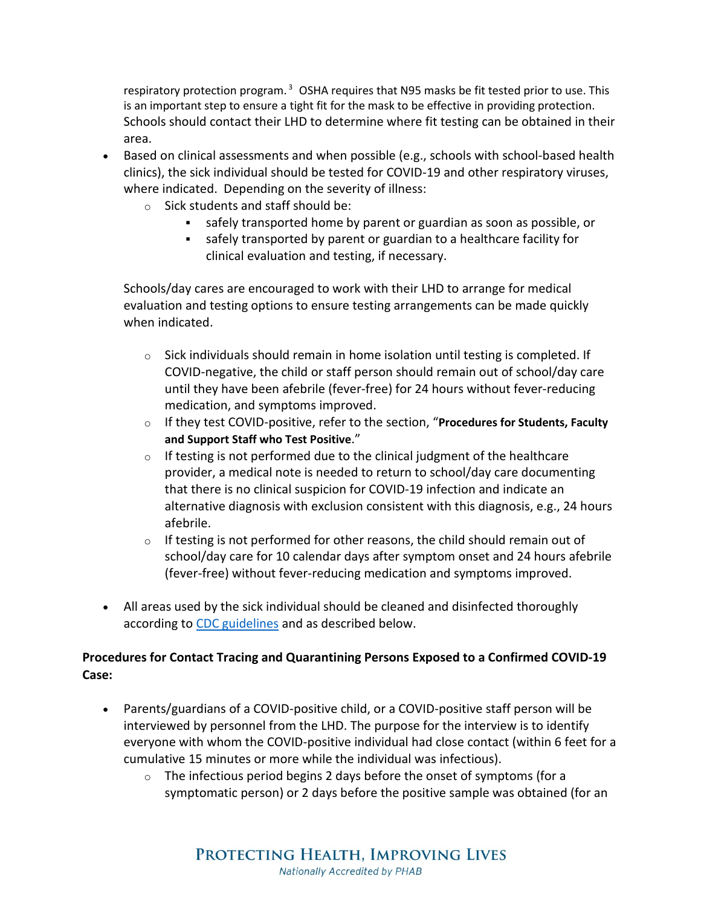respiratory protection program.[3] OSHA requires that N95 masks be fit tested prior to use. This is an important step to ensure a tight fit for the mask to be effective in providing protection. Schools should contact their LHD to determine where fit testing can be obtained in their area.

- Based on clinical assessments and when possible (e.g., schools with school-based health clinics), the sick individual should be tested for COVID-19 and other respiratory viruses, where indicated. Depending on the severity of illness:
  - Sick students and staff should be:
    - safely transported home by parent or guardian as soon as possible, or
    - safely transported by parent or guardian to a healthcare facility for clinical evaluation and testing, if necessary.

  Schools/day cares are encouraged to work with their LHD to arrange for medical evaluation and testing options to ensure testing arrangements can be made quickly when indicated.

  - Sick individuals should remain in home isolation until testing is completed. If COVID-negative, the child or staff person should remain out of school/day care until they have been afebrile (fever-free) for 24 hours without fever-reducing medication, and symptoms improved.
  - If they test COVID-positive, refer to the section, "**Procedures for Students, Faculty and Support Staff who Test Positive**."
  - If testing is not performed due to the clinical judgment of the healthcare provider, a medical note is needed to return to school/day care documenting that there is no clinical suspicion for COVID-19 infection and indicate an alternative diagnosis with exclusion consistent with this diagnosis, e.g., 24 hours afebrile.
  - If testing is not performed for other reasons, the child should remain out of school/day care for 10 calendar days after symptom onset and 24 hours afebrile (fever-free) without fever-reducing medication and symptoms improved.

- All areas used by the sick individual should be cleaned and disinfected thoroughly according to [CDC guidelines](CDC guidelines) and as described below.

**Procedures for Contact Tracing and Quarantining Persons Exposed to a Confirmed COVID-19 Case:**

- Parents/guardians of a COVID-positive child, or a COVID-positive staff person will be interviewed by personnel from the LHD. The purpose for the interview is to identify everyone with whom the COVID-positive individual had close contact (within 6 feet for a cumulative 15 minutes or more while the individual was infectious).
  - The infectious period begins 2 days before the onset of symptoms (for a symptomatic person) or 2 days before the positive sample was obtained (for an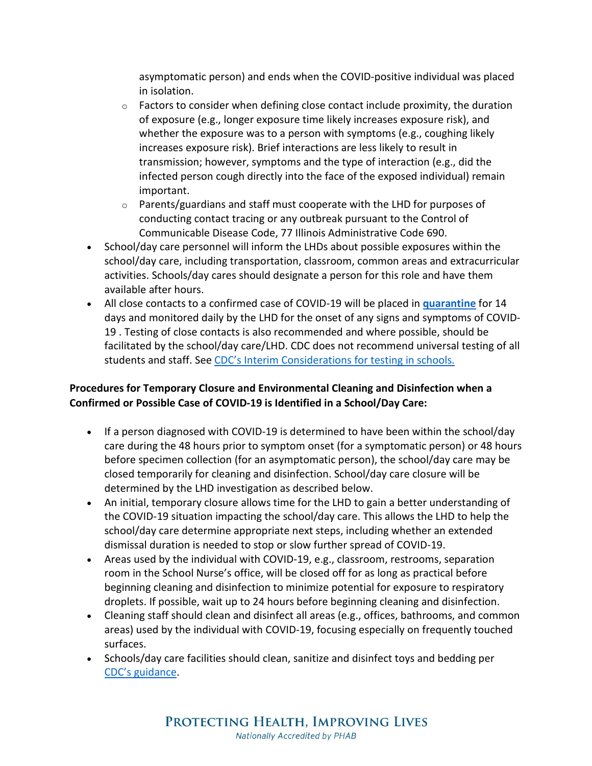asymptomatic person) and ends when the COVID-positive individual was placed in isolation.

    - Factors to consider when defining close contact include proximity, the duration of exposure (e.g., longer exposure time likely increases exposure risk), and whether the exposure was to a person with symptoms (e.g., coughing likely increases exposure risk). Brief interactions are less likely to result in transmission; however, symptoms and the type of interaction (e.g., did the infected person cough directly into the face of the exposed individual) remain important.
    - Parents/guardians and staff must cooperate with the LHD for purposes of conducting contact tracing or any outbreak pursuant to the Control of Communicable Disease Code, 77 Illinois Administrative Code 690.

- School/day care personnel will inform the LHDs about possible exposures within the school/day care, including transportation, classroom, common areas and extracurricular activities. Schools/day cares should designate a person for this role and have them available after hours.
- All close contacts to a confirmed case of COVID-19 will be placed in **quarantine** for 14 days and monitored daily by the LHD for the onset of any signs and symptoms of COVID-19 . Testing of close contacts is also recommended and where possible, should be facilitated by the school/day care/LHD. CDC does not recommend universal testing of all students and staff. See CDC's Interim Considerations for testing in schools.

**Procedures for Temporary Closure and Environmental Cleaning and Disinfection when a Confirmed or Possible Case of COVID-19 is Identified in a School/Day Care:**

- If a person diagnosed with COVID-19 is determined to have been within the school/day care during the 48 hours prior to symptom onset (for a symptomatic person) or 48 hours before specimen collection (for an asymptomatic person), the school/day care may be closed temporarily for cleaning and disinfection. School/day care closure will be determined by the LHD investigation as described below.
- An initial, temporary closure allows time for the LHD to gain a better understanding of the COVID-19 situation impacting the school/day care. This allows the LHD to help the school/day care determine appropriate next steps, including whether an extended dismissal duration is needed to stop or slow further spread of COVID-19.
- Areas used by the individual with COVID-19, e.g., classroom, restrooms, separation room in the School Nurse's office, will be closed off for as long as practical before beginning cleaning and disinfection to minimize potential for exposure to respiratory droplets. If possible, wait up to 24 hours before beginning cleaning and disinfection.
- Cleaning staff should clean and disinfect all areas (e.g., offices, bathrooms, and common areas) used by the individual with COVID-19, focusing especially on frequently touched surfaces.
- Schools/day care facilities should clean, sanitize and disinfect toys and bedding per CDC's guidance.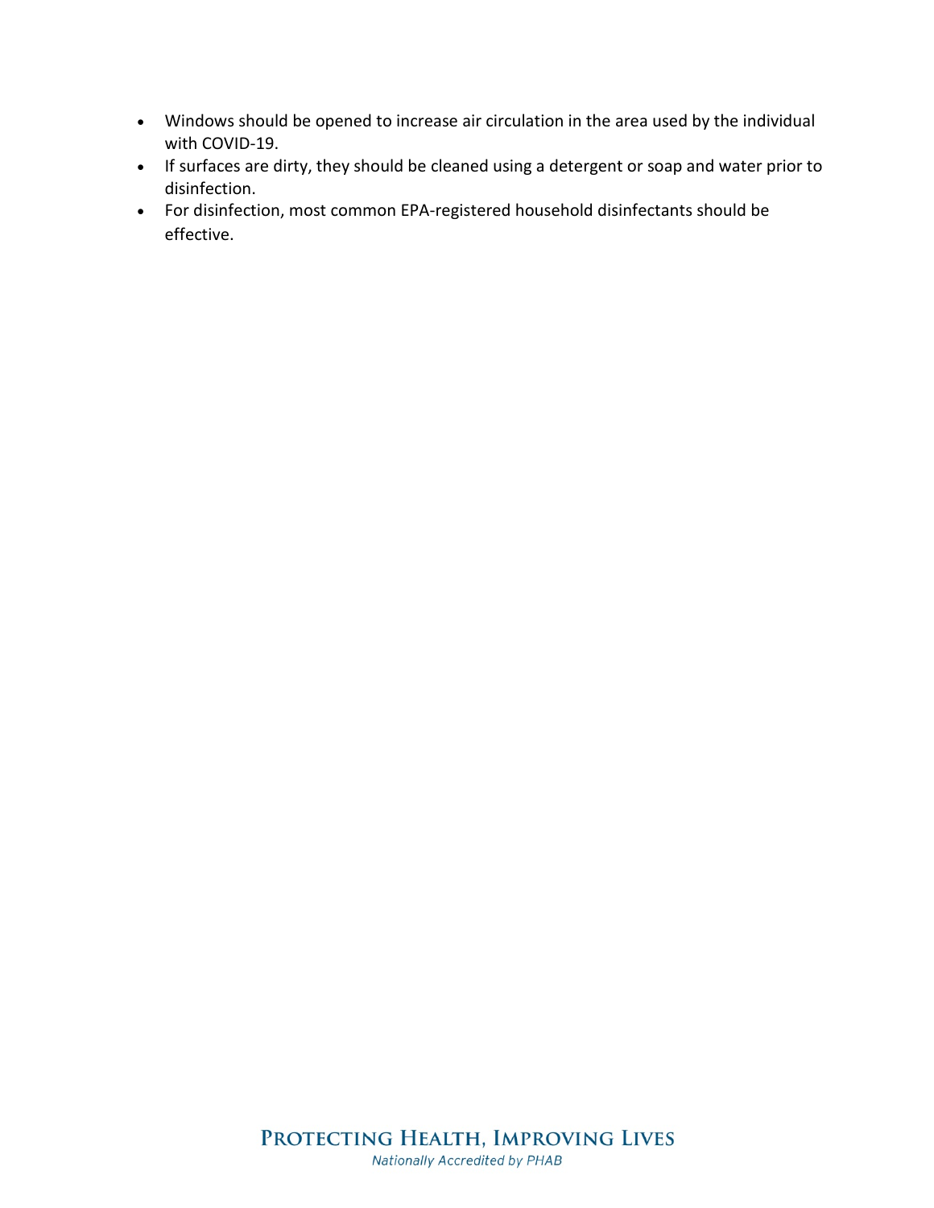- Windows should be opened to increase air circulation in the area used by the individual with COVID-19.
- If surfaces are dirty, they should be cleaned using a detergent or soap and water prior to disinfection.
- For disinfection, most common EPA-registered household disinfectants should be effective.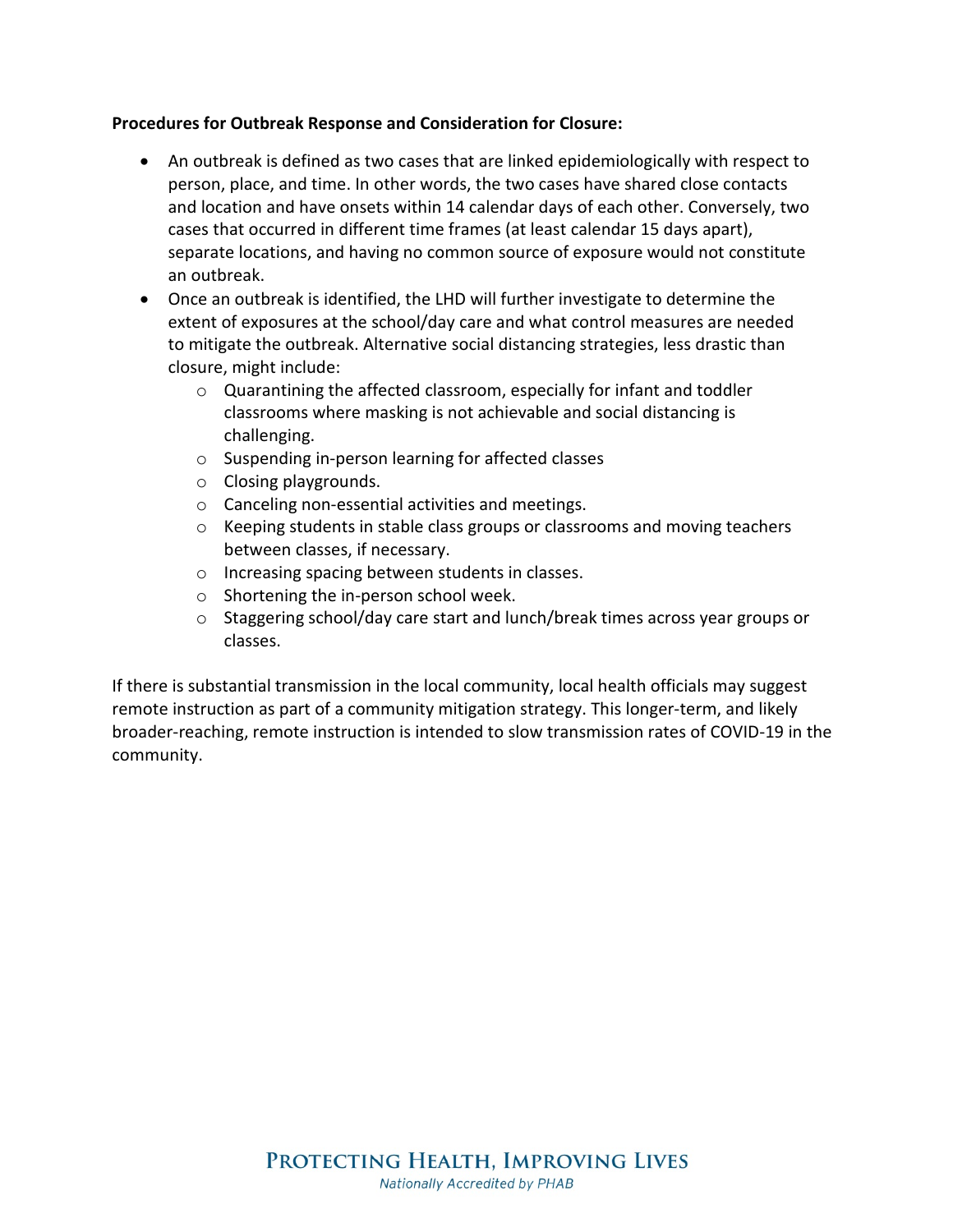**Procedures for Outbreak Response and Consideration for Closure:**

- An outbreak is defined as two cases that are linked epidemiologically with respect to person, place, and time. In other words, the two cases have shared close contacts and location and have onsets within 14 calendar days of each other. Conversely, two cases that occurred in different time frames (at least calendar 15 days apart), separate locations, and having no common source of exposure would not constitute an outbreak.
- Once an outbreak is identified, the LHD will further investigate to determine the extent of exposures at the school/day care and what control measures are needed to mitigate the outbreak. Alternative social distancing strategies, less drastic than closure, might include:
    - Quarantining the affected classroom, especially for infant and toddler classrooms where masking is not achievable and social distancing is challenging.
    - Suspending in-person learning for affected classes
    - Closing playgrounds.
    - Canceling non-essential activities and meetings.
    - Keeping students in stable class groups or classrooms and moving teachers between classes, if necessary.
    - Increasing spacing between students in classes.
    - Shortening the in-person school week.
    - Staggering school/day care start and lunch/break times across year groups or classes.

If there is substantial transmission in the local community, local health officials may suggest remote instruction as part of a community mitigation strategy. This longer-term, and likely broader-reaching, remote instruction is intended to slow transmission rates of COVID-19 in the community.